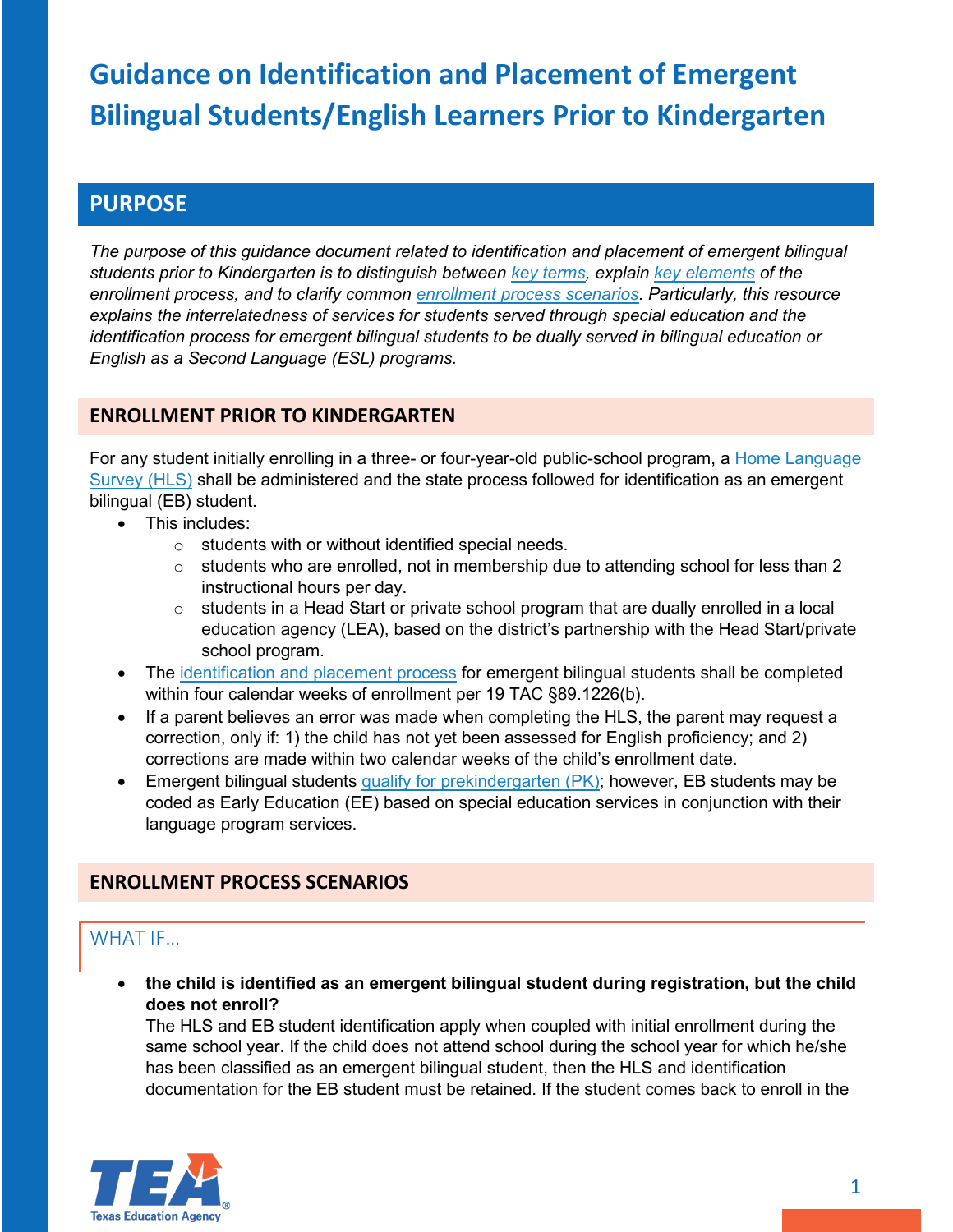# Guidance on Identification and Placement of Emergent Bilingual Students/English Learners Prior to Kindergarten

## PURPOSE

*The purpose of this guidance document related to identification and placement of emergent bilingual students prior to Kindergarten is to distinguish between key terms, explain key elements of the enrollment process, and to clarify common enrollment process scenarios. Particularly, this resource explains the interrelatedness of services for students served through special education and the identification process for emergent bilingual students to be dually served in bilingual education or English as a Second Language (ESL) programs.*

### ENROLLMENT PRIOR TO KINDERGARTEN

For any student initially enrolling in a three- or four-year-old public-school program, a Home Language Survey (HLS) shall be administered and the state process followed for identification as an emergent bilingual (EB) student.

- This includes:
  - students with or without identified special needs.
  - students who are enrolled, not in membership due to attending school for less than 2 instructional hours per day.
  - students in a Head Start or private school program that are dually enrolled in a local education agency (LEA), based on the district's partnership with the Head Start/private school program.
- The identification and placement process for emergent bilingual students shall be completed within four calendar weeks of enrollment per 19 TAC §89.1226(b).
- If a parent believes an error was made when completing the HLS, the parent may request a correction, only if: 1) the child has not yet been assessed for English proficiency; and 2) corrections are made within two calendar weeks of the child's enrollment date.
- Emergent bilingual students qualify for prekindergarten (PK); however, EB students may be coded as Early Education (EE) based on special education services in conjunction with their language program services.

### ENROLLMENT PROCESS SCENARIOS

#### WHAT IF…

- **the child is identified as an emergent bilingual student during registration, but the child does not enroll?**
  The HLS and EB student identification apply when coupled with initial enrollment during the same school year. If the child does not attend school during the school year for which he/she has been classified as an emergent bilingual student, then the HLS and identification documentation for the EB student must be retained. If the student comes back to enroll in the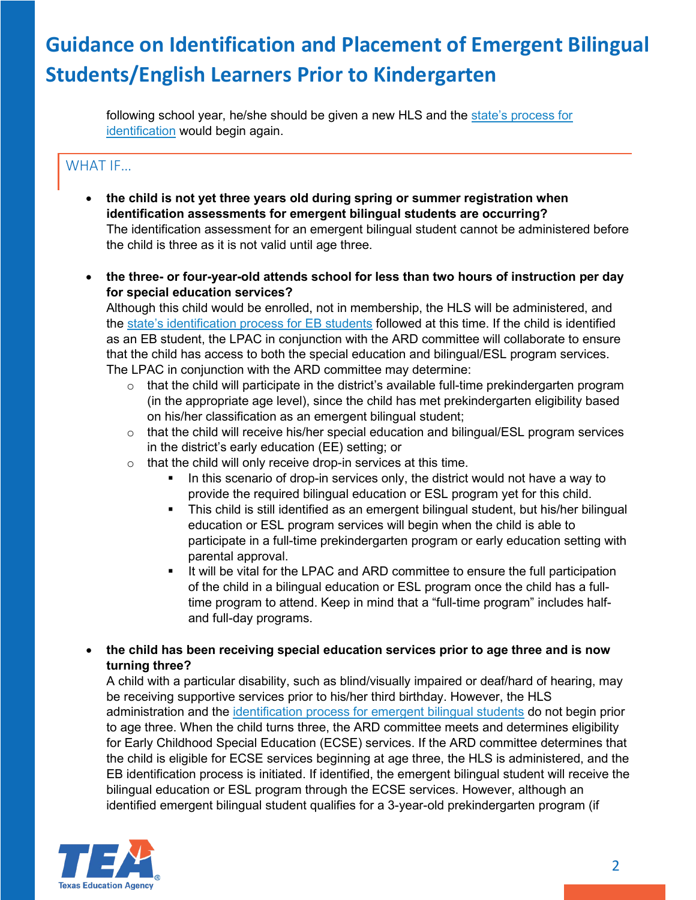following school year, he/she should be given a new HLS and the state's process for identification would begin again.

## WHAT IF…

- **the child is not yet three years old during spring or summer registration when identification assessments for emergent bilingual students are occurring?**
  The identification assessment for an emergent bilingual student cannot be administered before the child is three as it is not valid until age three.

- **the three- or four-year-old attends school for less than two hours of instruction per day for special education services?**
  Although this child would be enrolled, not in membership, the HLS will be administered, and the state's identification process for EB students followed at this time. If the child is identified as an EB student, the LPAC in conjunction with the ARD committee will collaborate to ensure that the child has access to both the special education and bilingual/ESL program services. The LPAC in conjunction with the ARD committee may determine:
  - that the child will participate in the district's available full-time prekindergarten program (in the appropriate age level), since the child has met prekindergarten eligibility based on his/her classification as an emergent bilingual student;
  - that the child will receive his/her special education and bilingual/ESL program services in the district's early education (EE) setting; or
  - that the child will only receive drop-in services at this time.
    - In this scenario of drop-in services only, the district would not have a way to provide the required bilingual education or ESL program yet for this child.
    - This child is still identified as an emergent bilingual student, but his/her bilingual education or ESL program services will begin when the child is able to participate in a full-time prekindergarten program or early education setting with parental approval.
    - It will be vital for the LPAC and ARD committee to ensure the full participation of the child in a bilingual education or ESL program once the child has a full-time program to attend. Keep in mind that a "full-time program" includes half- and full-day programs.

- **the child has been receiving special education services prior to age three and is now turning three?**
  A child with a particular disability, such as blind/visually impaired or deaf/hard of hearing, may be receiving supportive services prior to his/her third birthday. However, the HLS administration and the identification process for emergent bilingual students do not begin prior to age three. When the child turns three, the ARD committee meets and determines eligibility for Early Childhood Special Education (ECSE) services. If the ARD committee determines that the child is eligible for ECSE services beginning at age three, the HLS is administered, and the EB identification process is initiated. If identified, the emergent bilingual student will receive the bilingual education or ESL program through the ECSE services. However, although an identified emergent bilingual student qualifies for a 3-year-old prekindergarten program (if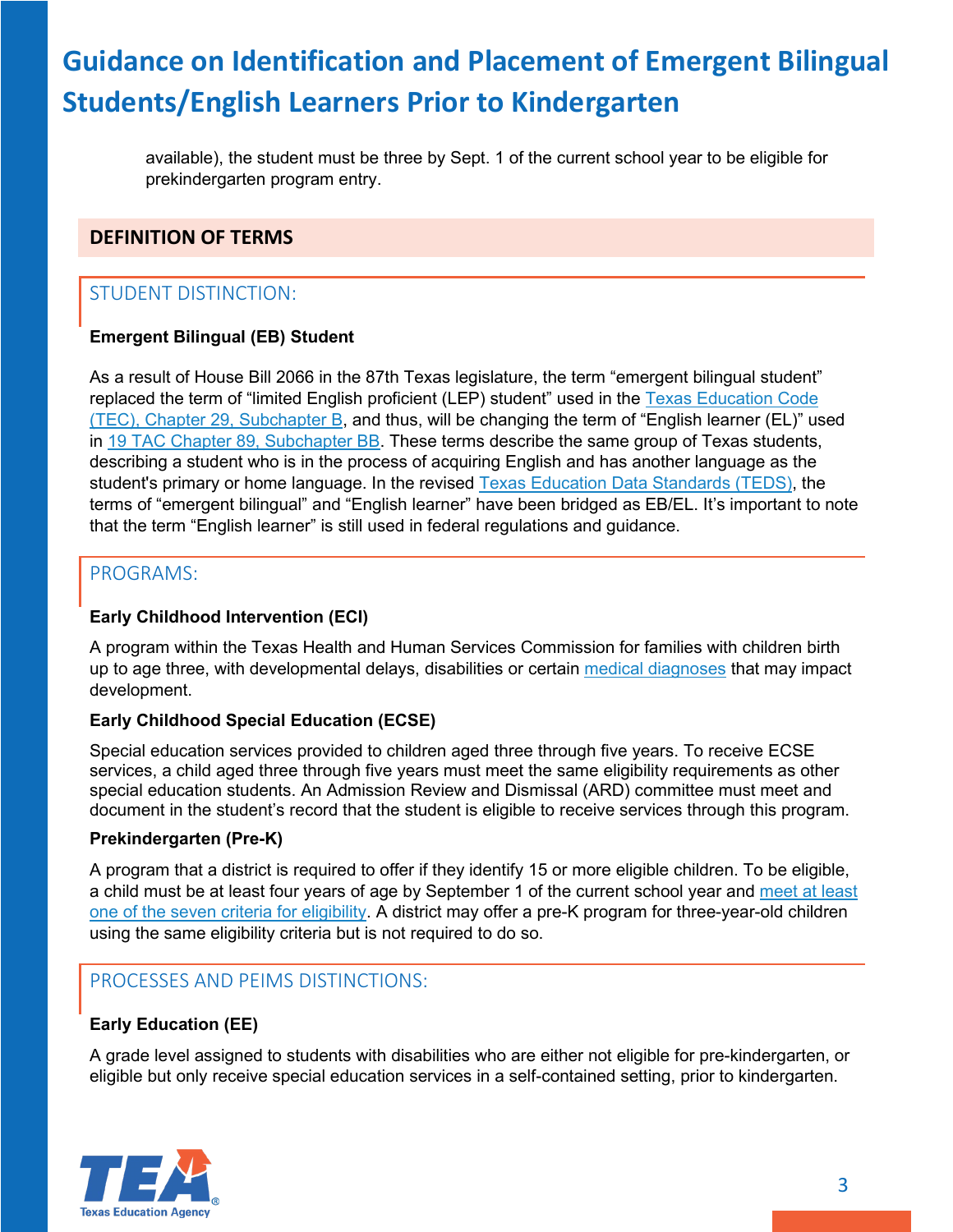available), the student must be three by Sept. 1 of the current school year to be eligible for prekindergarten program entry.

## DEFINITION OF TERMS

### STUDENT DISTINCTION:

**Emergent Bilingual (EB) Student**

As a result of House Bill 2066 in the 87th Texas legislature, the term "emergent bilingual student" replaced the term of "limited English proficient (LEP) student" used in the Texas Education Code (TEC), Chapter 29, Subchapter B, and thus, will be changing the term of "English learner (EL)" used in 19 TAC Chapter 89, Subchapter BB. These terms describe the same group of Texas students, describing a student who is in the process of acquiring English and has another language as the student's primary or home language. In the revised Texas Education Data Standards (TEDS), the terms of "emergent bilingual" and "English learner" have been bridged as EB/EL. It's important to note that the term "English learner" is still used in federal regulations and guidance.

### PROGRAMS:

**Early Childhood Intervention (ECI)**

A program within the Texas Health and Human Services Commission for families with children birth up to age three, with developmental delays, disabilities or certain medical diagnoses that may impact development.

**Early Childhood Special Education (ECSE)**

Special education services provided to children aged three through five years. To receive ECSE services, a child aged three through five years must meet the same eligibility requirements as other special education students. An Admission Review and Dismissal (ARD) committee must meet and document in the student's record that the student is eligible to receive services through this program.

**Prekindergarten (Pre-K)**

A program that a district is required to offer if they identify 15 or more eligible children. To be eligible, a child must be at least four years of age by September 1 of the current school year and meet at least one of the seven criteria for eligibility. A district may offer a pre-K program for three-year-old children using the same eligibility criteria but is not required to do so.

### PROCESSES AND PEIMS DISTINCTIONS:

**Early Education (EE)**

A grade level assigned to students with disabilities who are either not eligible for pre-kindergarten, or eligible but only receive special education services in a self-contained setting, prior to kindergarten.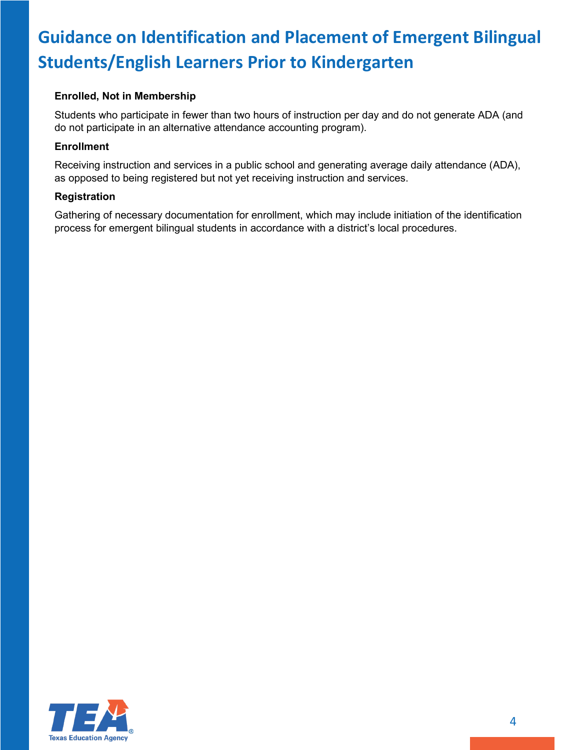**Enrolled, Not in Membership**

Students who participate in fewer than two hours of instruction per day and do not generate ADA (and do not participate in an alternative attendance accounting program).

**Enrollment**

Receiving instruction and services in a public school and generating average daily attendance (ADA), as opposed to being registered but not yet receiving instruction and services.

**Registration**

Gathering of necessary documentation for enrollment, which may include initiation of the identification process for emergent bilingual students in accordance with a district's local procedures.